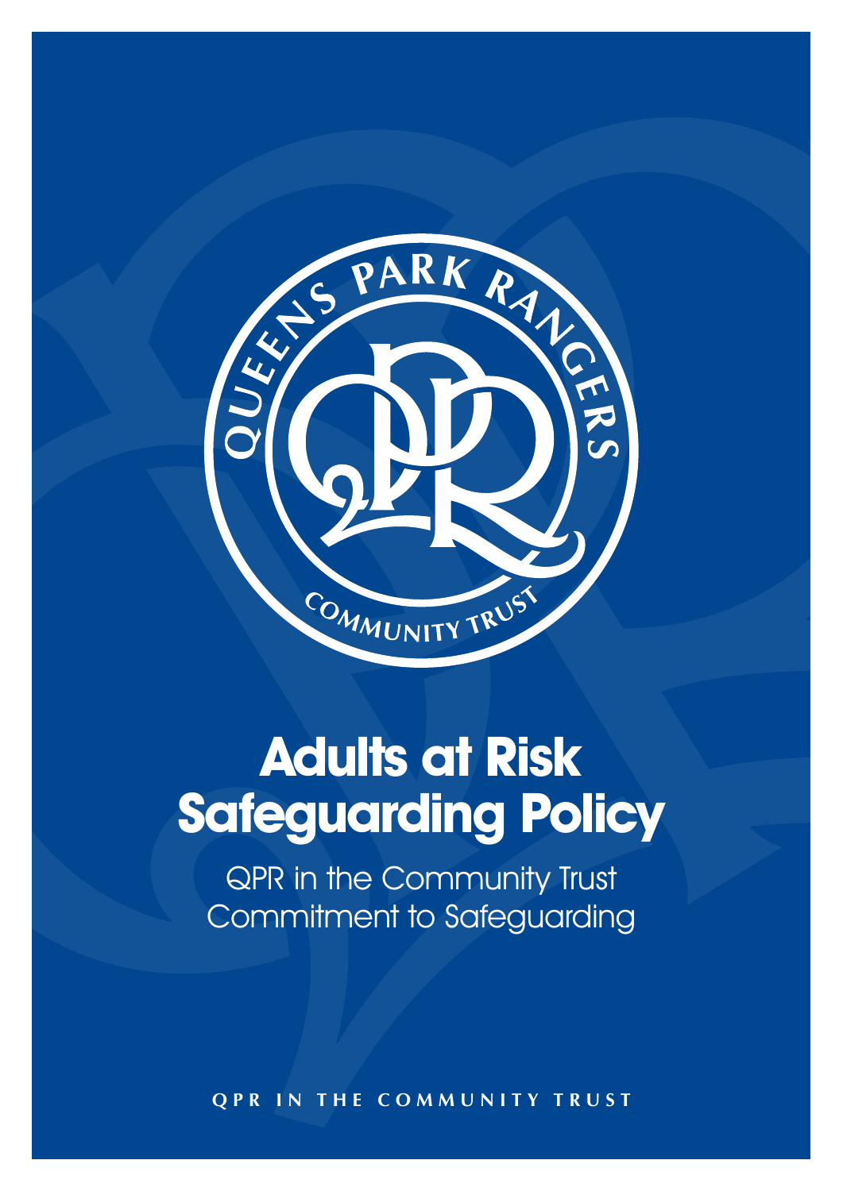# Adults at Risk Safeguarding Policy

QPR in the Community Trust
Commitment to Safeguarding

QPR IN THE COMMUNITY TRUST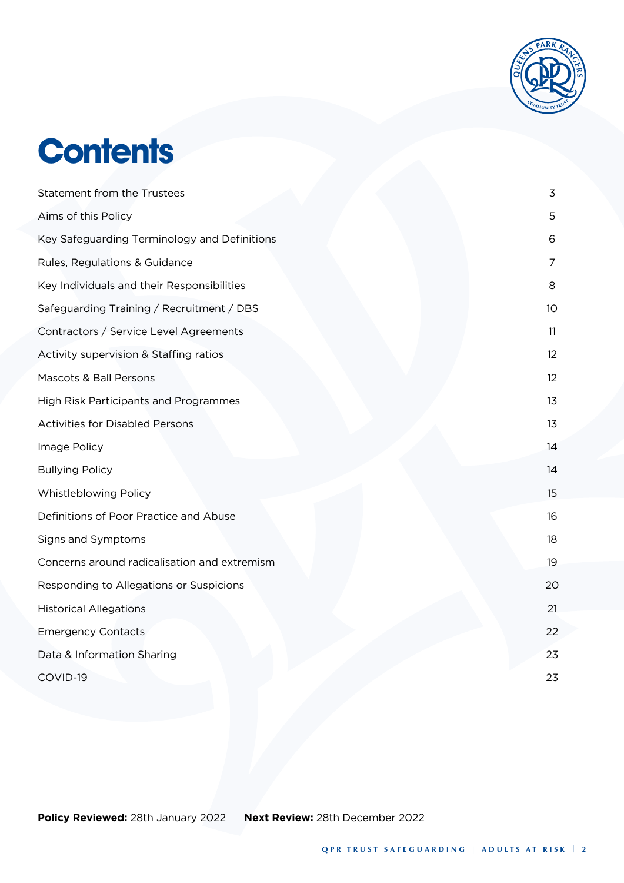# Contents

| | |
|---|---|
| Statement from the Trustees | 3 |
| Aims of this Policy | 5 |
| Key Safeguarding Terminology and Definitions | 6 |
| Rules, Regulations & Guidance | 7 |
| Key Individuals and their Responsibilities | 8 |
| Safeguarding Training / Recruitment / DBS | 10 |
| Contractors / Service Level Agreements | 11 |
| Activity supervision & Staffing ratios | 12 |
| Mascots & Ball Persons | 12 |
| High Risk Participants and Programmes | 13 |
| Activities for Disabled Persons | 13 |
| Image Policy | 14 |
| Bullying Policy | 14 |
| Whistleblowing Policy | 15 |
| Definitions of Poor Practice and Abuse | 16 |
| Signs and Symptoms | 18 |
| Concerns around radicalisation and extremism | 19 |
| Responding to Allegations or Suspicions | 20 |
| Historical Allegations | 21 |
| Emergency Contacts | 22 |
| Data & Information Sharing | 23 |
| COVID-19 | 23 |

**Policy Reviewed:** 28th January 2022 **Next Review:** 28th December 2022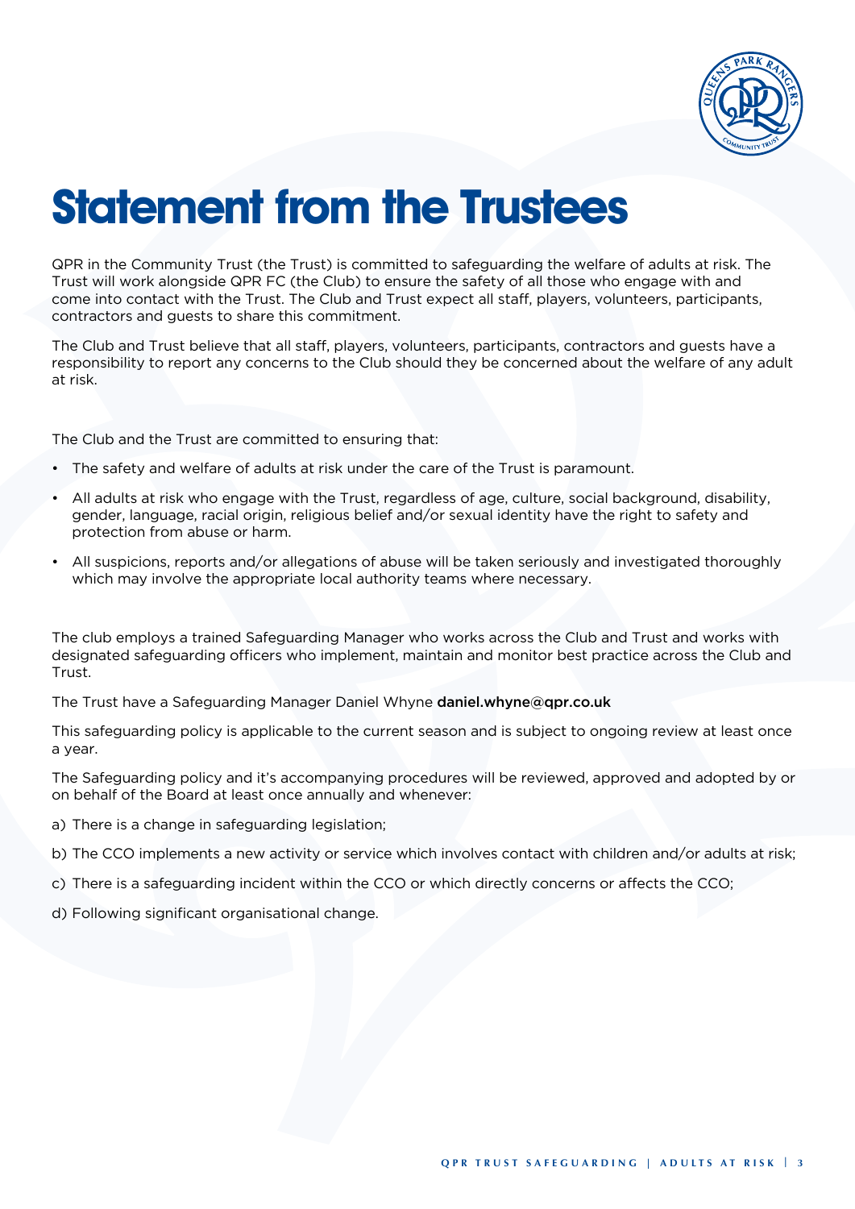# Statement from the Trustees

QPR in the Community Trust (the Trust) is committed to safeguarding the welfare of adults at risk. The Trust will work alongside QPR FC (the Club) to ensure the safety of all those who engage with and come into contact with the Trust. The Club and Trust expect all staff, players, volunteers, participants, contractors and guests to share this commitment.

The Club and Trust believe that all staff, players, volunteers, participants, contractors and guests have a responsibility to report any concerns to the Club should they be concerned about the welfare of any adult at risk.

The Club and the Trust are committed to ensuring that:

- The safety and welfare of adults at risk under the care of the Trust is paramount.
- All adults at risk who engage with the Trust, regardless of age, culture, social background, disability, gender, language, racial origin, religious belief and/or sexual identity have the right to safety and protection from abuse or harm.
- All suspicions, reports and/or allegations of abuse will be taken seriously and investigated thoroughly which may involve the appropriate local authority teams where necessary.

The club employs a trained Safeguarding Manager who works across the Club and Trust and works with designated safeguarding officers who implement, maintain and monitor best practice across the Club and Trust.

The Trust have a Safeguarding Manager Daniel Whyne **daniel.whyne@qpr.co.uk**

This safeguarding policy is applicable to the current season and is subject to ongoing review at least once a year.

The Safeguarding policy and it's accompanying procedures will be reviewed, approved and adopted by or on behalf of the Board at least once annually and whenever:

a) There is a change in safeguarding legislation;

b) The CCO implements a new activity or service which involves contact with children and/or adults at risk;

c) There is a safeguarding incident within the CCO or which directly concerns or affects the CCO;

d) Following significant organisational change.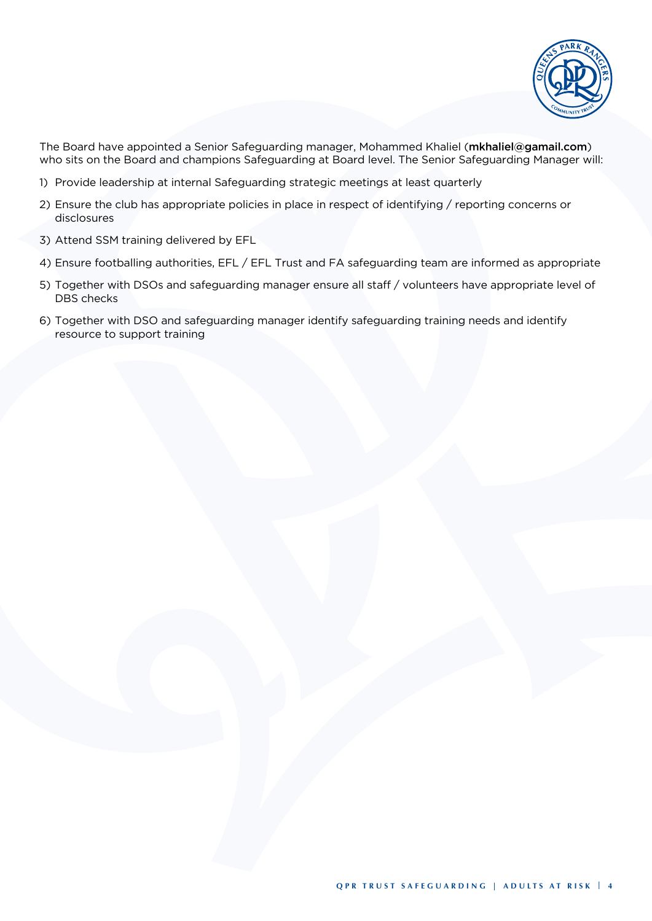The Board have appointed a Senior Safeguarding manager, Mohammed Khaliel (**mkhaliel@gamail.com**) who sits on the Board and champions Safeguarding at Board level. The Senior Safeguarding Manager will:

1) Provide leadership at internal Safeguarding strategic meetings at least quarterly
2) Ensure the club has appropriate policies in place in respect of identifying / reporting concerns or disclosures
3) Attend SSM training delivered by EFL
4) Ensure footballing authorities, EFL / EFL Trust and FA safeguarding team are informed as appropriate
5) Together with DSOs and safeguarding manager ensure all staff / volunteers have appropriate level of DBS checks
6) Together with DSO and safeguarding manager identify safeguarding training needs and identify resource to support training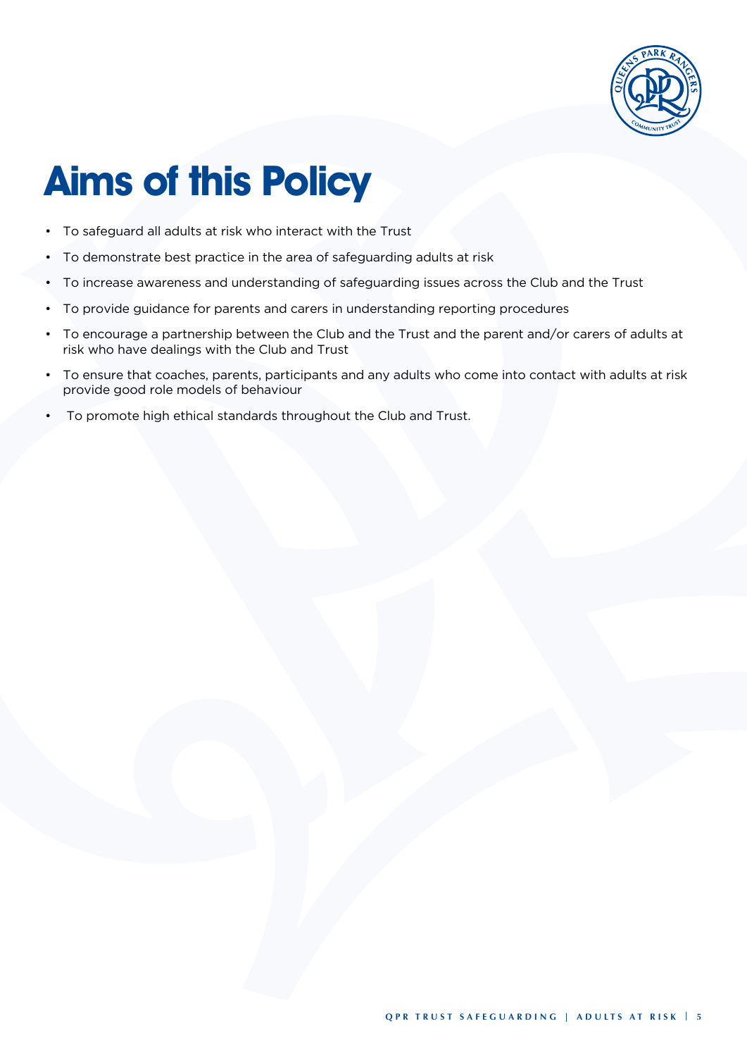# Aims of this Policy

- To safeguard all adults at risk who interact with the Trust
- To demonstrate best practice in the area of safeguarding adults at risk
- To increase awareness and understanding of safeguarding issues across the Club and the Trust
- To provide guidance for parents and carers in understanding reporting procedures
- To encourage a partnership between the Club and the Trust and the parent and/or carers of adults at risk who have dealings with the Club and Trust
- To ensure that coaches, parents, participants and any adults who come into contact with adults at risk provide good role models of behaviour
- To promote high ethical standards throughout the Club and Trust.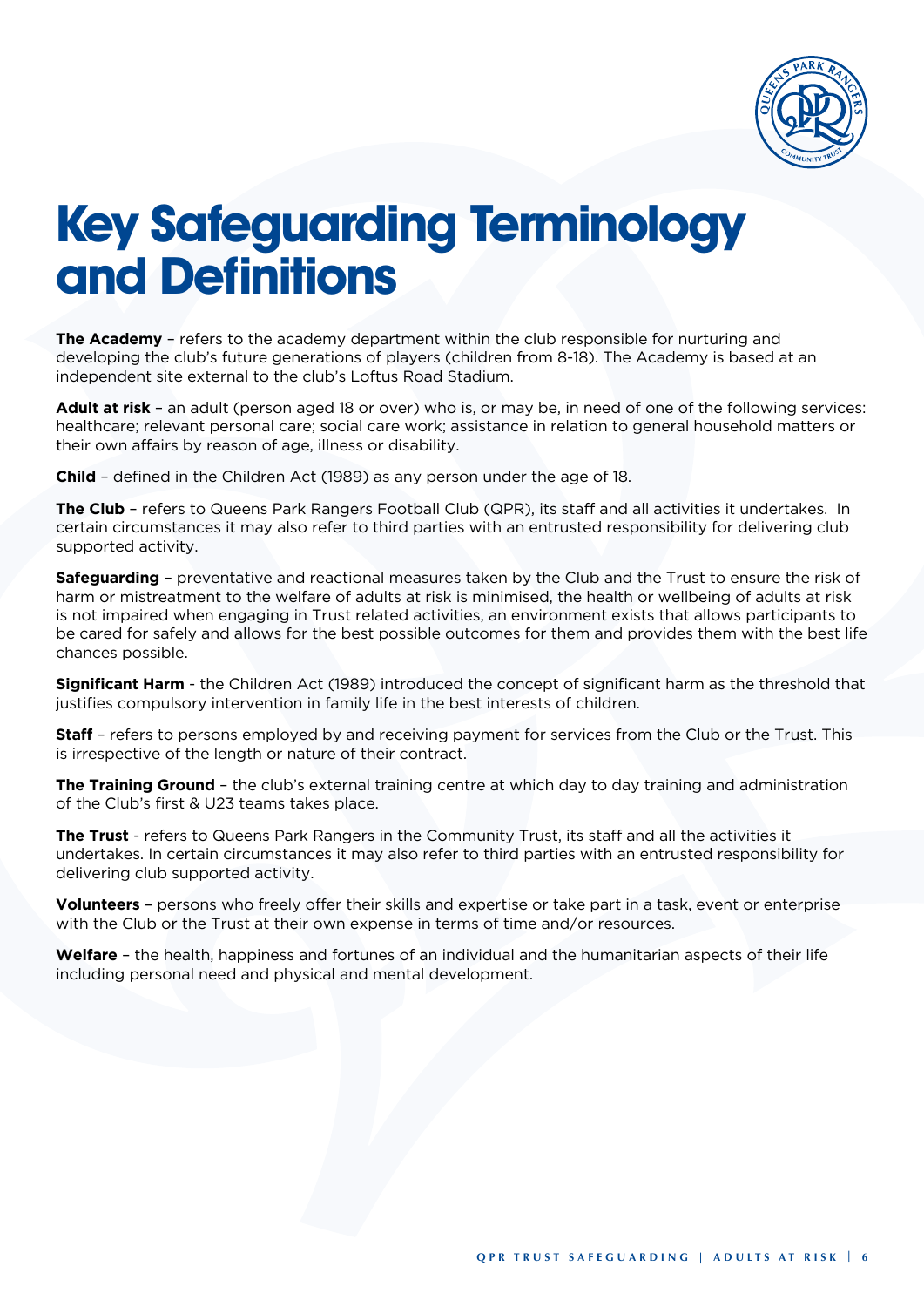# Key Safeguarding Terminology and Definitions

**The Academy** – refers to the academy department within the club responsible for nurturing and developing the club's future generations of players (children from 8-18). The Academy is based at an independent site external to the club's Loftus Road Stadium.

**Adult at risk** – an adult (person aged 18 or over) who is, or may be, in need of one of the following services: healthcare; relevant personal care; social care work; assistance in relation to general household matters or their own affairs by reason of age, illness or disability.

**Child** – defined in the Children Act (1989) as any person under the age of 18.

**The Club** – refers to Queens Park Rangers Football Club (QPR), its staff and all activities it undertakes. In certain circumstances it may also refer to third parties with an entrusted responsibility for delivering club supported activity.

**Safeguarding** – preventative and reactional measures taken by the Club and the Trust to ensure the risk of harm or mistreatment to the welfare of adults at risk is minimised, the health or wellbeing of adults at risk is not impaired when engaging in Trust related activities, an environment exists that allows participants to be cared for safely and allows for the best possible outcomes for them and provides them with the best life chances possible.

**Significant Harm** - the Children Act (1989) introduced the concept of significant harm as the threshold that justifies compulsory intervention in family life in the best interests of children.

**Staff** – refers to persons employed by and receiving payment for services from the Club or the Trust. This is irrespective of the length or nature of their contract.

**The Training Ground** – the club's external training centre at which day to day training and administration of the Club's first & U23 teams takes place.

**The Trust** - refers to Queens Park Rangers in the Community Trust, its staff and all the activities it undertakes. In certain circumstances it may also refer to third parties with an entrusted responsibility for delivering club supported activity.

**Volunteers** – persons who freely offer their skills and expertise or take part in a task, event or enterprise with the Club or the Trust at their own expense in terms of time and/or resources.

**Welfare** – the health, happiness and fortunes of an individual and the humanitarian aspects of their life including personal need and physical and mental development.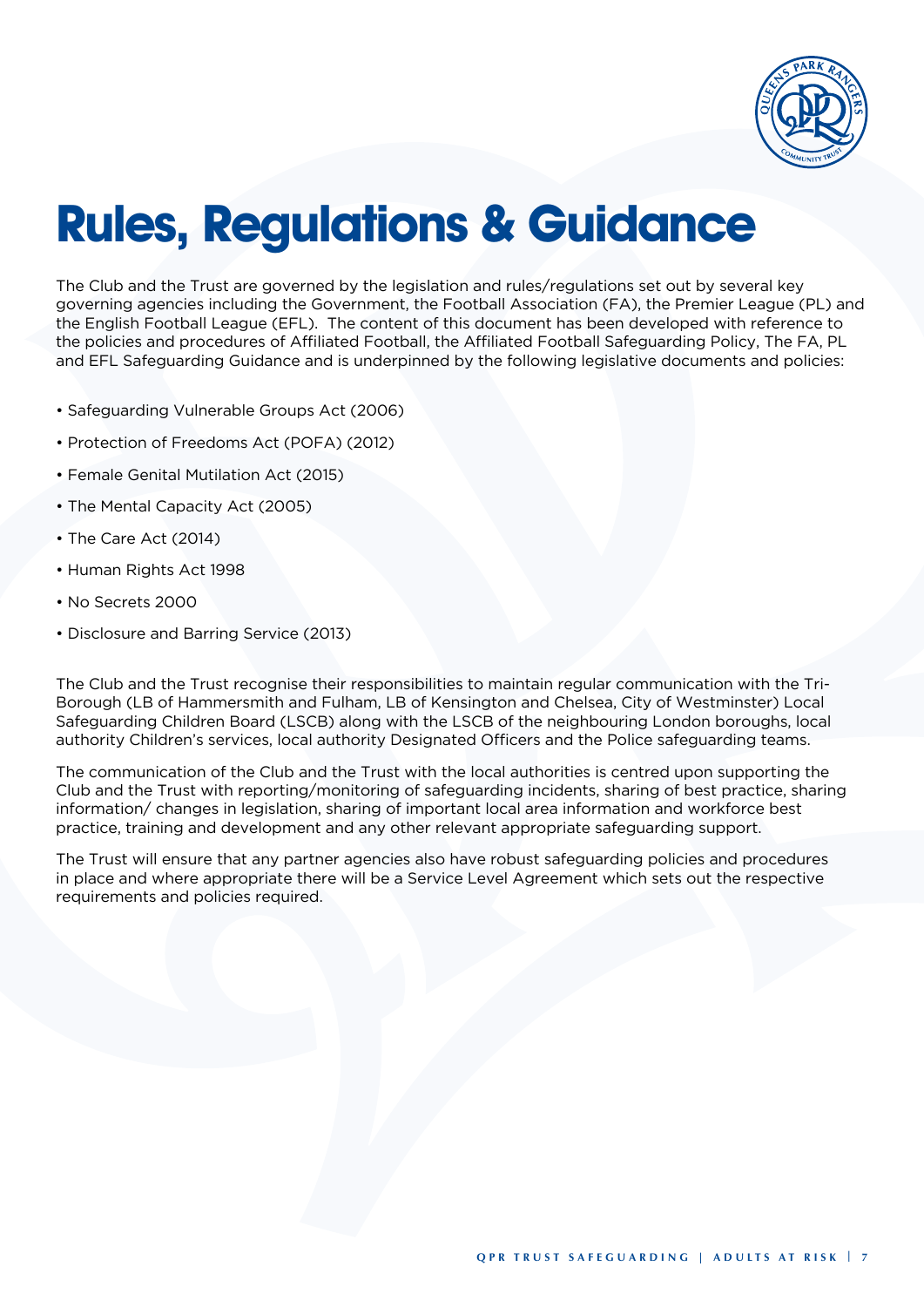# Rules, Regulations & Guidance

The Club and the Trust are governed by the legislation and rules/regulations set out by several key governing agencies including the Government, the Football Association (FA), the Premier League (PL) and the English Football League (EFL). The content of this document has been developed with reference to the policies and procedures of Affiliated Football, the Affiliated Football Safeguarding Policy, The FA, PL and EFL Safeguarding Guidance and is underpinned by the following legislative documents and policies:

- Safeguarding Vulnerable Groups Act (2006)
- Protection of Freedoms Act (POFA) (2012)
- Female Genital Mutilation Act (2015)
- The Mental Capacity Act (2005)
- The Care Act (2014)
- Human Rights Act 1998
- No Secrets 2000
- Disclosure and Barring Service (2013)

The Club and the Trust recognise their responsibilities to maintain regular communication with the Tri-Borough (LB of Hammersmith and Fulham, LB of Kensington and Chelsea, City of Westminster) Local Safeguarding Children Board (LSCB) along with the LSCB of the neighbouring London boroughs, local authority Children's services, local authority Designated Officers and the Police safeguarding teams.

The communication of the Club and the Trust with the local authorities is centred upon supporting the Club and the Trust with reporting/monitoring of safeguarding incidents, sharing of best practice, sharing information/ changes in legislation, sharing of important local area information and workforce best practice, training and development and any other relevant appropriate safeguarding support.

The Trust will ensure that any partner agencies also have robust safeguarding policies and procedures in place and where appropriate there will be a Service Level Agreement which sets out the respective requirements and policies required.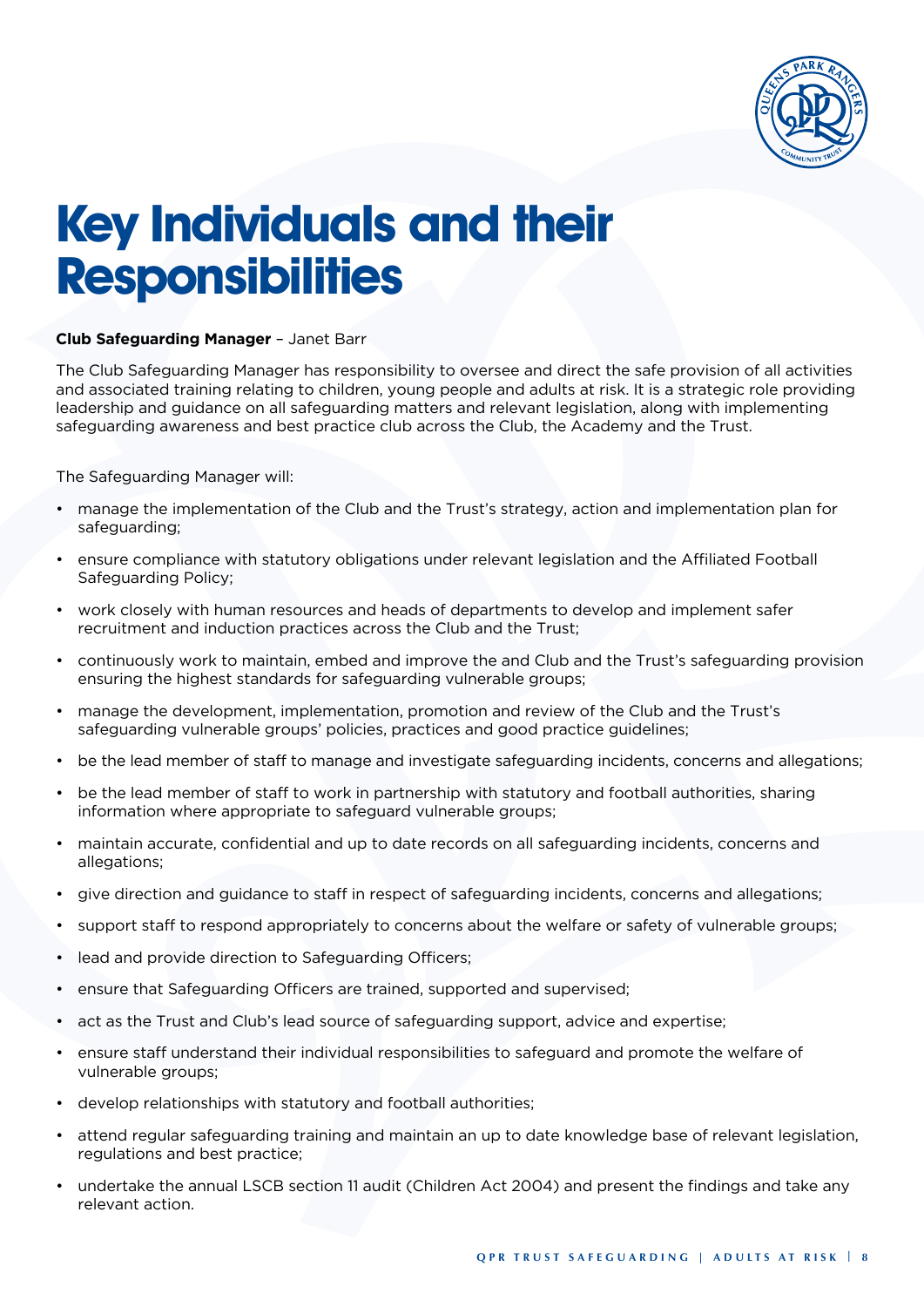# Key Individuals and their Responsibilities

**Club Safeguarding Manager** – Janet Barr

The Club Safeguarding Manager has responsibility to oversee and direct the safe provision of all activities and associated training relating to children, young people and adults at risk. It is a strategic role providing leadership and guidance on all safeguarding matters and relevant legislation, along with implementing safeguarding awareness and best practice club across the Club, the Academy and the Trust.

The Safeguarding Manager will:

- manage the implementation of the Club and the Trust's strategy, action and implementation plan for safeguarding;
- ensure compliance with statutory obligations under relevant legislation and the Affiliated Football Safeguarding Policy;
- work closely with human resources and heads of departments to develop and implement safer recruitment and induction practices across the Club and the Trust;
- continuously work to maintain, embed and improve the and Club and the Trust's safeguarding provision ensuring the highest standards for safeguarding vulnerable groups;
- manage the development, implementation, promotion and review of the Club and the Trust's safeguarding vulnerable groups' policies, practices and good practice guidelines;
- be the lead member of staff to manage and investigate safeguarding incidents, concerns and allegations;
- be the lead member of staff to work in partnership with statutory and football authorities, sharing information where appropriate to safeguard vulnerable groups;
- maintain accurate, confidential and up to date records on all safeguarding incidents, concerns and allegations;
- give direction and guidance to staff in respect of safeguarding incidents, concerns and allegations;
- support staff to respond appropriately to concerns about the welfare or safety of vulnerable groups;
- lead and provide direction to Safeguarding Officers;
- ensure that Safeguarding Officers are trained, supported and supervised;
- act as the Trust and Club's lead source of safeguarding support, advice and expertise;
- ensure staff understand their individual responsibilities to safeguard and promote the welfare of vulnerable groups;
- develop relationships with statutory and football authorities;
- attend regular safeguarding training and maintain an up to date knowledge base of relevant legislation, regulations and best practice;
- undertake the annual LSCB section 11 audit (Children Act 2004) and present the findings and take any relevant action.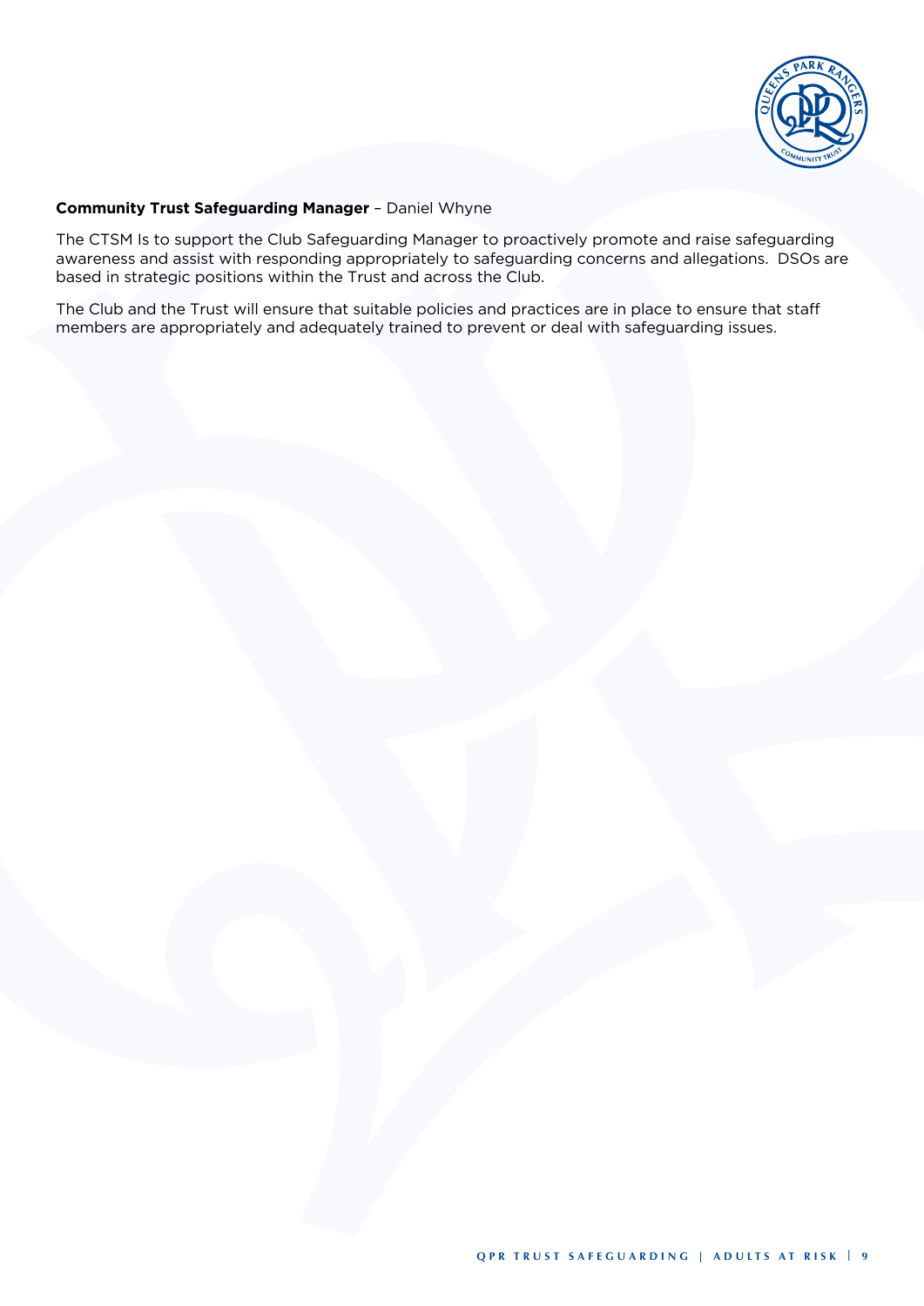**Community Trust Safeguarding Manager** – Daniel Whyne

The CTSM Is to support the Club Safeguarding Manager to proactively promote and raise safeguarding awareness and assist with responding appropriately to safeguarding concerns and allegations.  DSOs are based in strategic positions within the Trust and across the Club.

The Club and the Trust will ensure that suitable policies and practices are in place to ensure that staff members are appropriately and adequately trained to prevent or deal with safeguarding issues.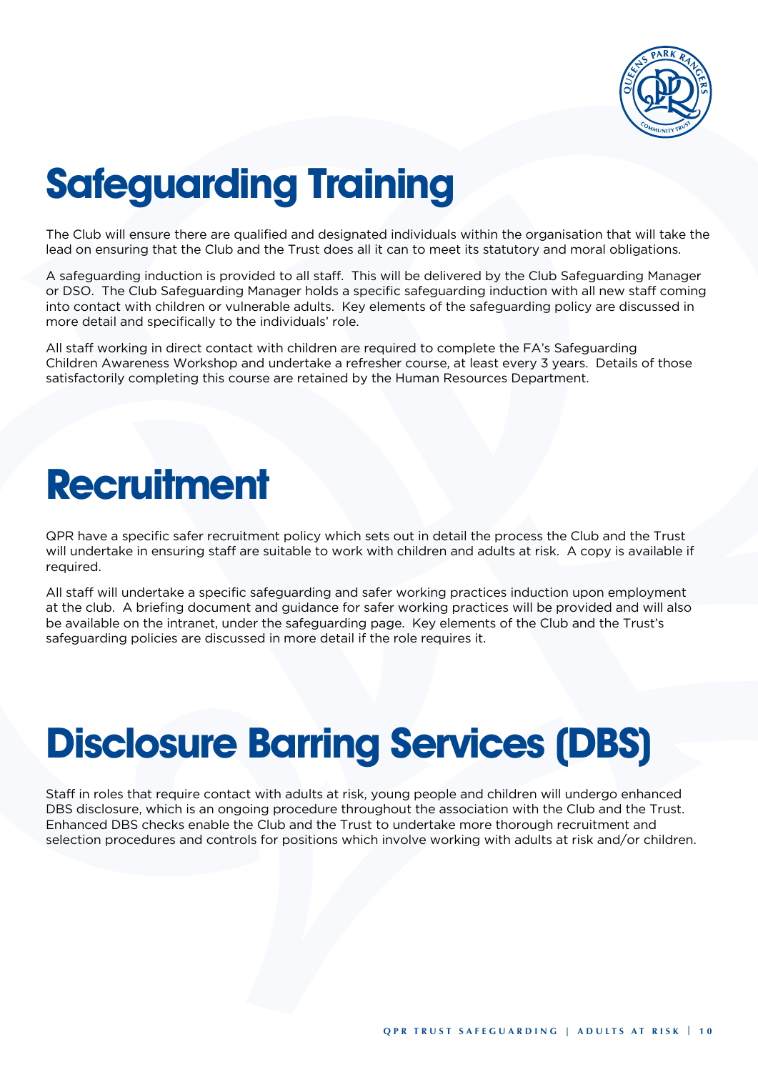# Safeguarding Training

The Club will ensure there are qualified and designated individuals within the organisation that will take the lead on ensuring that the Club and the Trust does all it can to meet its statutory and moral obligations.

A safeguarding induction is provided to all staff. This will be delivered by the Club Safeguarding Manager or DSO. The Club Safeguarding Manager holds a specific safeguarding induction with all new staff coming into contact with children or vulnerable adults. Key elements of the safeguarding policy are discussed in more detail and specifically to the individuals' role.

All staff working in direct contact with children are required to complete the FA's Safeguarding Children Awareness Workshop and undertake a refresher course, at least every 3 years. Details of those satisfactorily completing this course are retained by the Human Resources Department.

# Recruitment

QPR have a specific safer recruitment policy which sets out in detail the process the Club and the Trust will undertake in ensuring staff are suitable to work with children and adults at risk. A copy is available if required.

All staff will undertake a specific safeguarding and safer working practices induction upon employment at the club. A briefing document and guidance for safer working practices will be provided and will also be available on the intranet, under the safeguarding page. Key elements of the Club and the Trust's safeguarding policies are discussed in more detail if the role requires it.

# Disclosure Barring Services (DBS)

Staff in roles that require contact with adults at risk, young people and children will undergo enhanced DBS disclosure, which is an ongoing procedure throughout the association with the Club and the Trust. Enhanced DBS checks enable the Club and the Trust to undertake more thorough recruitment and selection procedures and controls for positions which involve working with adults at risk and/or children.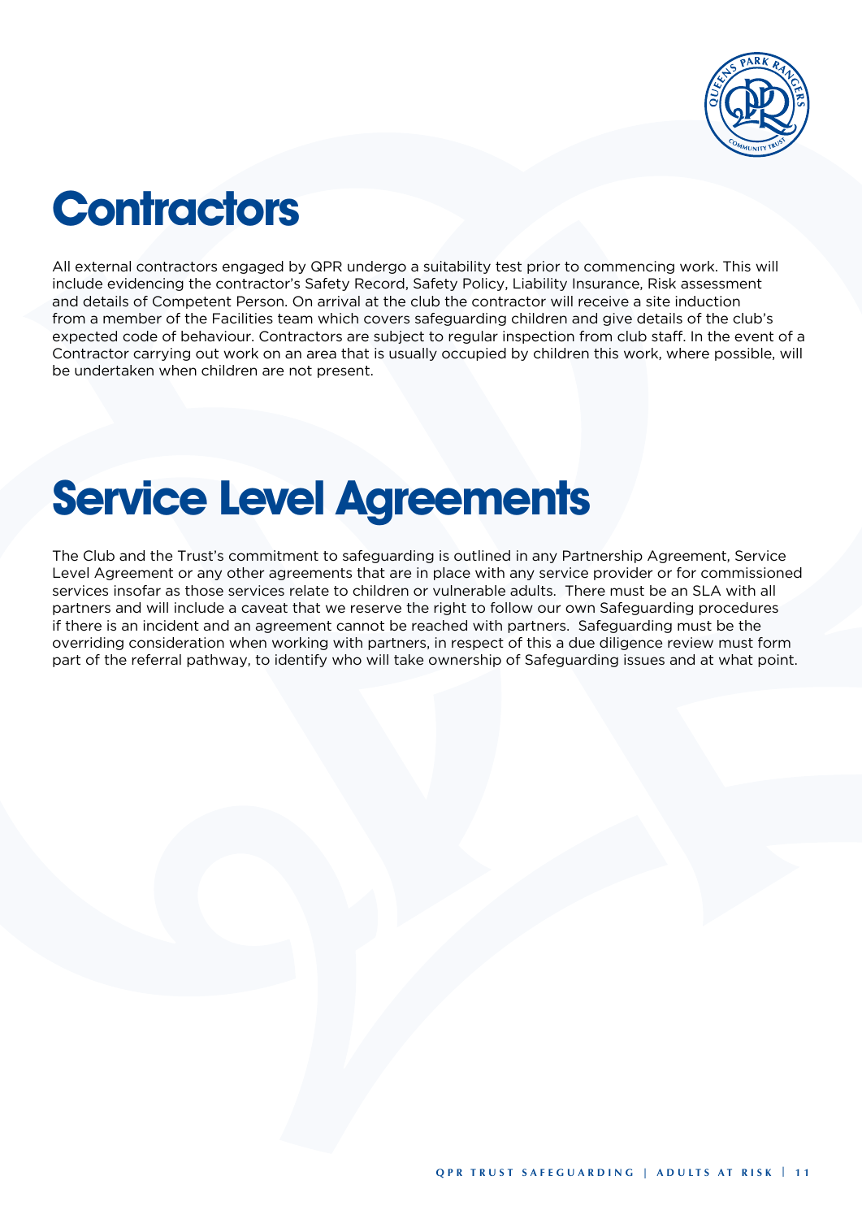# Contractors

All external contractors engaged by QPR undergo a suitability test prior to commencing work. This will include evidencing the contractor's Safety Record, Safety Policy, Liability Insurance, Risk assessment and details of Competent Person. On arrival at the club the contractor will receive a site induction from a member of the Facilities team which covers safeguarding children and give details of the club's expected code of behaviour. Contractors are subject to regular inspection from club staff. In the event of a Contractor carrying out work on an area that is usually occupied by children this work, where possible, will be undertaken when children are not present.

# Service Level Agreements

The Club and the Trust's commitment to safeguarding is outlined in any Partnership Agreement, Service Level Agreement or any other agreements that are in place with any service provider or for commissioned services insofar as those services relate to children or vulnerable adults. There must be an SLA with all partners and will include a caveat that we reserve the right to follow our own Safeguarding procedures if there is an incident and an agreement cannot be reached with partners. Safeguarding must be the overriding consideration when working with partners, in respect of this a due diligence review must form part of the referral pathway, to identify who will take ownership of Safeguarding issues and at what point.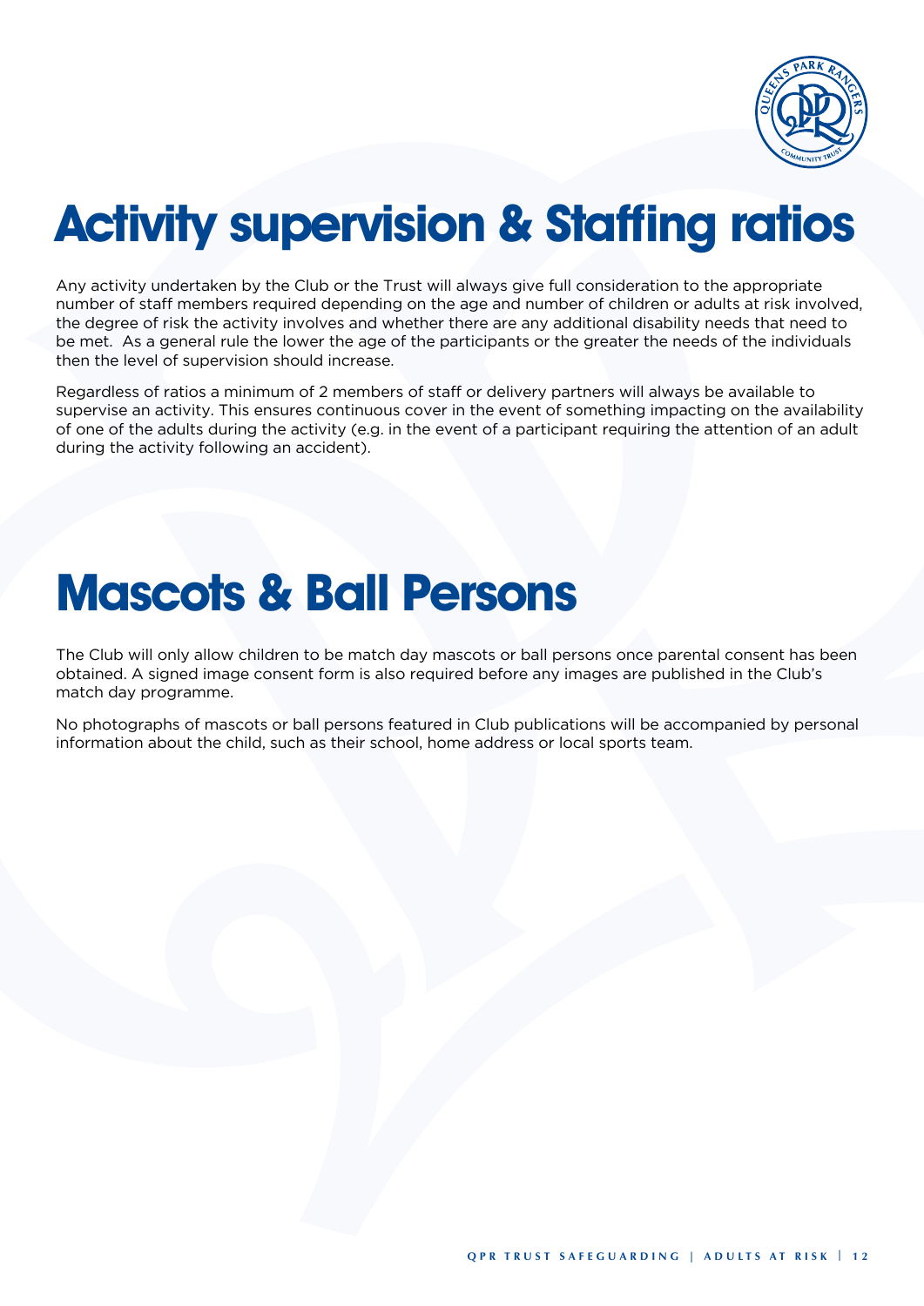# Activity supervision & Staffing ratios

Any activity undertaken by the Club or the Trust will always give full consideration to the appropriate number of staff members required depending on the age and number of children or adults at risk involved, the degree of risk the activity involves and whether there are any additional disability needs that need to be met. As a general rule the lower the age of the participants or the greater the needs of the individuals then the level of supervision should increase.

Regardless of ratios a minimum of 2 members of staff or delivery partners will always be available to supervise an activity. This ensures continuous cover in the event of something impacting on the availability of one of the adults during the activity (e.g. in the event of a participant requiring the attention of an adult during the activity following an accident).

# Mascots & Ball Persons

The Club will only allow children to be match day mascots or ball persons once parental consent has been obtained. A signed image consent form is also required before any images are published in the Club's match day programme.

No photographs of mascots or ball persons featured in Club publications will be accompanied by personal information about the child, such as their school, home address or local sports team.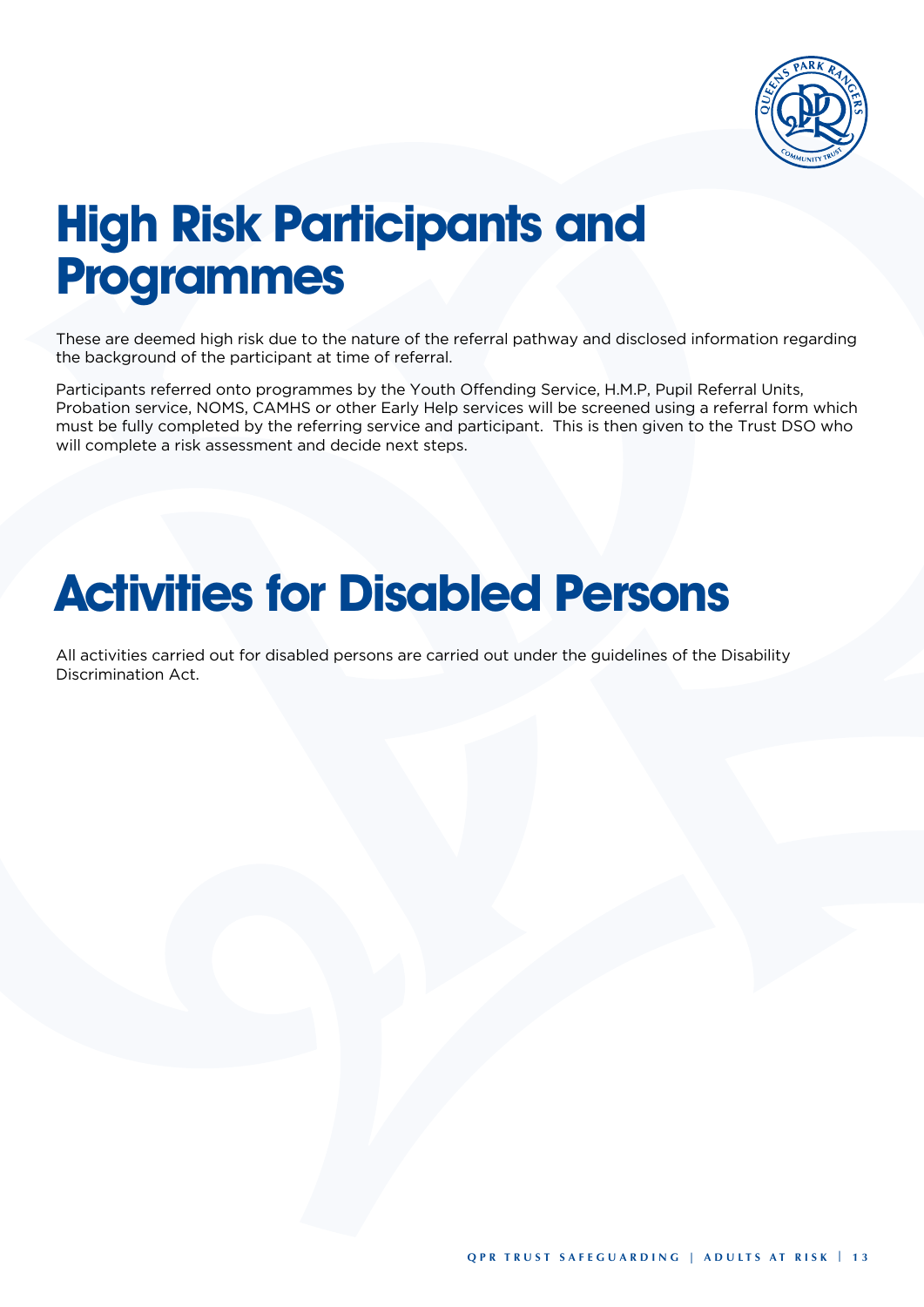# High Risk Participants and Programmes

These are deemed high risk due to the nature of the referral pathway and disclosed information regarding the background of the participant at time of referral.

Participants referred onto programmes by the Youth Offending Service, H.M.P, Pupil Referral Units, Probation service, NOMS, CAMHS or other Early Help services will be screened using a referral form which must be fully completed by the referring service and participant. This is then given to the Trust DSO who will complete a risk assessment and decide next steps.

# Activities for Disabled Persons

All activities carried out for disabled persons are carried out under the guidelines of the Disability Discrimination Act.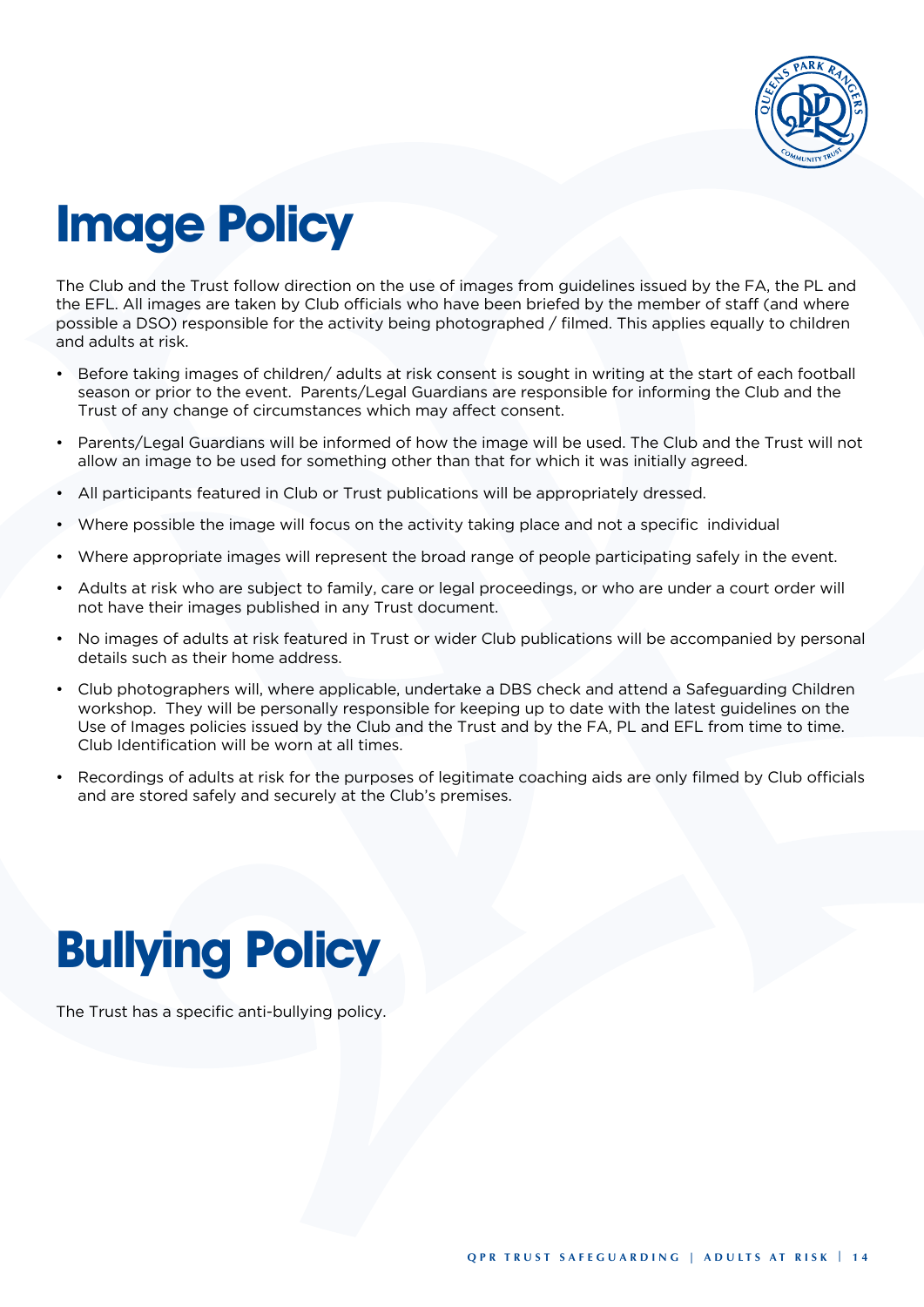# Image Policy

The Club and the Trust follow direction on the use of images from guidelines issued by the FA, the PL and the EFL. All images are taken by Club officials who have been briefed by the member of staff (and where possible a DSO) responsible for the activity being photographed / filmed. This applies equally to children and adults at risk.

- Before taking images of children/ adults at risk consent is sought in writing at the start of each football season or prior to the event. Parents/Legal Guardians are responsible for informing the Club and the Trust of any change of circumstances which may affect consent.
- Parents/Legal Guardians will be informed of how the image will be used. The Club and the Trust will not allow an image to be used for something other than that for which it was initially agreed.
- All participants featured in Club or Trust publications will be appropriately dressed.
- Where possible the image will focus on the activity taking place and not a specific individual
- Where appropriate images will represent the broad range of people participating safely in the event.
- Adults at risk who are subject to family, care or legal proceedings, or who are under a court order will not have their images published in any Trust document.
- No images of adults at risk featured in Trust or wider Club publications will be accompanied by personal details such as their home address.
- Club photographers will, where applicable, undertake a DBS check and attend a Safeguarding Children workshop. They will be personally responsible for keeping up to date with the latest guidelines on the Use of Images policies issued by the Club and the Trust and by the FA, PL and EFL from time to time. Club Identification will be worn at all times.
- Recordings of adults at risk for the purposes of legitimate coaching aids are only filmed by Club officials and are stored safely and securely at the Club's premises.

# Bullying Policy

The Trust has a specific anti-bullying policy.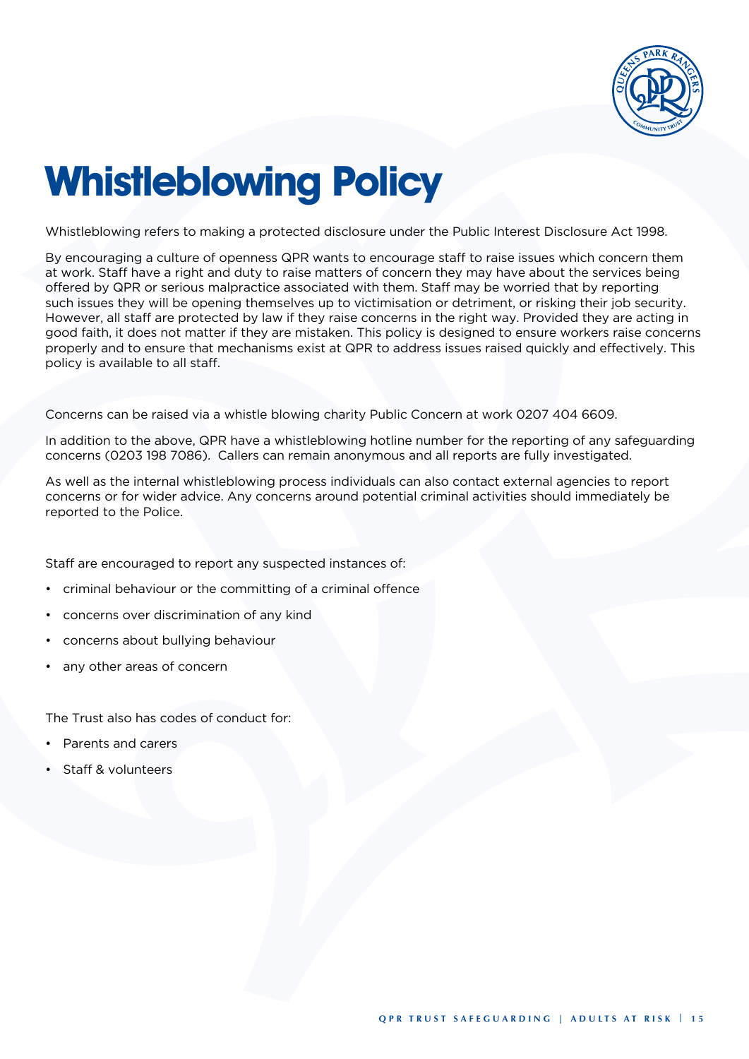# Whistleblowing Policy

Whistleblowing refers to making a protected disclosure under the Public Interest Disclosure Act 1998.

By encouraging a culture of openness QPR wants to encourage staff to raise issues which concern them at work. Staff have a right and duty to raise matters of concern they may have about the services being offered by QPR or serious malpractice associated with them. Staff may be worried that by reporting such issues they will be opening themselves up to victimisation or detriment, or risking their job security. However, all staff are protected by law if they raise concerns in the right way. Provided they are acting in good faith, it does not matter if they are mistaken. This policy is designed to ensure workers raise concerns properly and to ensure that mechanisms exist at QPR to address issues raised quickly and effectively. This policy is available to all staff.

Concerns can be raised via a whistle blowing charity Public Concern at work 0207 404 6609.

In addition to the above, QPR have a whistleblowing hotline number for the reporting of any safeguarding concerns (0203 198 7086). Callers can remain anonymous and all reports are fully investigated.

As well as the internal whistleblowing process individuals can also contact external agencies to report concerns or for wider advice. Any concerns around potential criminal activities should immediately be reported to the Police.

Staff are encouraged to report any suspected instances of:

- criminal behaviour or the committing of a criminal offence
- concerns over discrimination of any kind
- concerns about bullying behaviour
- any other areas of concern

The Trust also has codes of conduct for:

- Parents and carers
- Staff & volunteers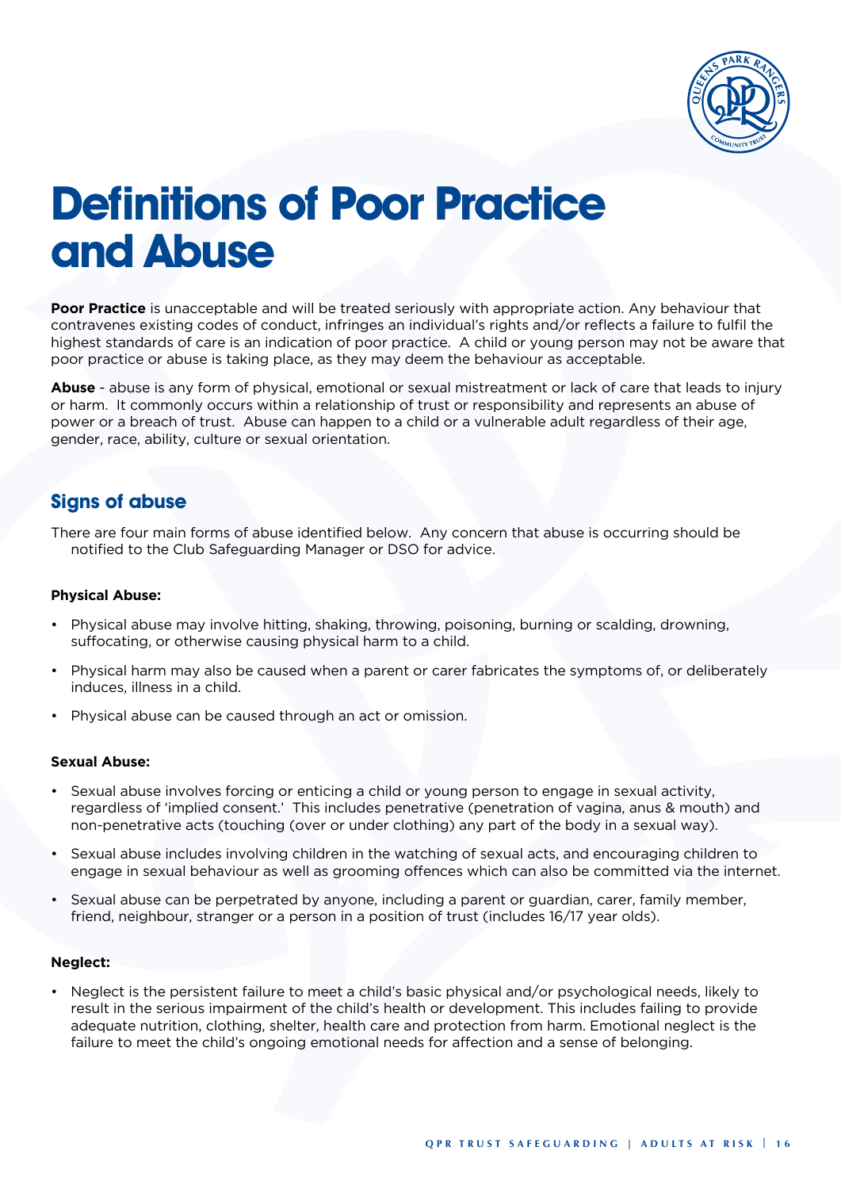# Definitions of Poor Practice and Abuse

**Poor Practice** is unacceptable and will be treated seriously with appropriate action. Any behaviour that contravenes existing codes of conduct, infringes an individual's rights and/or reflects a failure to fulfil the highest standards of care is an indication of poor practice. A child or young person may not be aware that poor practice or abuse is taking place, as they may deem the behaviour as acceptable.

**Abuse** - abuse is any form of physical, emotional or sexual mistreatment or lack of care that leads to injury or harm. It commonly occurs within a relationship of trust or responsibility and represents an abuse of power or a breach of trust. Abuse can happen to a child or a vulnerable adult regardless of their age, gender, race, ability, culture or sexual orientation.

## Signs of abuse

There are four main forms of abuse identified below. Any concern that abuse is occurring should be notified to the Club Safeguarding Manager or DSO for advice.

**Physical Abuse:**

- Physical abuse may involve hitting, shaking, throwing, poisoning, burning or scalding, drowning, suffocating, or otherwise causing physical harm to a child.
- Physical harm may also be caused when a parent or carer fabricates the symptoms of, or deliberately induces, illness in a child.
- Physical abuse can be caused through an act or omission.

**Sexual Abuse:**

- Sexual abuse involves forcing or enticing a child or young person to engage in sexual activity, regardless of 'implied consent.' This includes penetrative (penetration of vagina, anus & mouth) and non-penetrative acts (touching (over or under clothing) any part of the body in a sexual way).
- Sexual abuse includes involving children in the watching of sexual acts, and encouraging children to engage in sexual behaviour as well as grooming offences which can also be committed via the internet.
- Sexual abuse can be perpetrated by anyone, including a parent or guardian, carer, family member, friend, neighbour, stranger or a person in a position of trust (includes 16/17 year olds).

**Neglect:**

- Neglect is the persistent failure to meet a child's basic physical and/or psychological needs, likely to result in the serious impairment of the child's health or development. This includes failing to provide adequate nutrition, clothing, shelter, health care and protection from harm. Emotional neglect is the failure to meet the child's ongoing emotional needs for affection and a sense of belonging.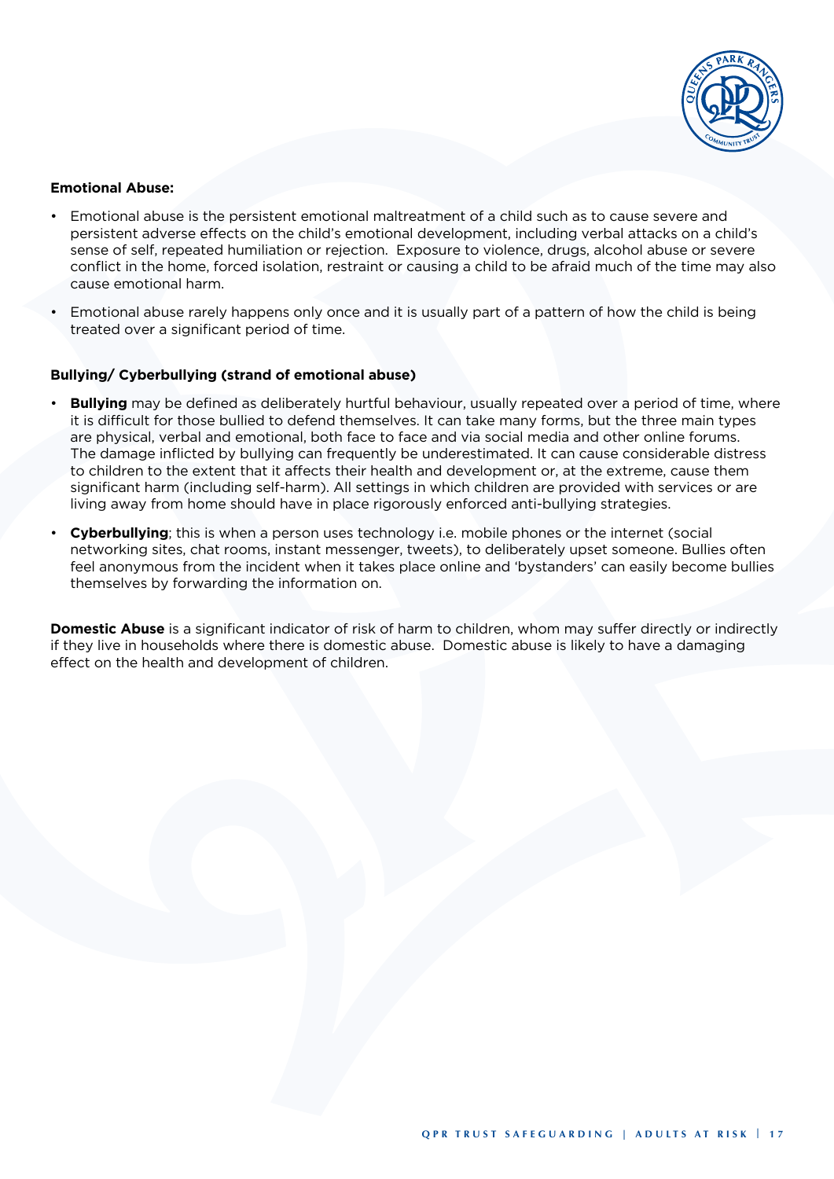**Emotional Abuse:**

- Emotional abuse is the persistent emotional maltreatment of a child such as to cause severe and persistent adverse effects on the child's emotional development, including verbal attacks on a child's sense of self, repeated humiliation or rejection. Exposure to violence, drugs, alcohol abuse or severe conflict in the home, forced isolation, restraint or causing a child to be afraid much of the time may also cause emotional harm.
- Emotional abuse rarely happens only once and it is usually part of a pattern of how the child is being treated over a significant period of time.

**Bullying/ Cyberbullying (strand of emotional abuse)**

- **Bullying** may be defined as deliberately hurtful behaviour, usually repeated over a period of time, where it is difficult for those bullied to defend themselves. It can take many forms, but the three main types are physical, verbal and emotional, both face to face and via social media and other online forums. The damage inflicted by bullying can frequently be underestimated. It can cause considerable distress to children to the extent that it affects their health and development or, at the extreme, cause them significant harm (including self-harm). All settings in which children are provided with services or are living away from home should have in place rigorously enforced anti-bullying strategies.
- **Cyberbullying**; this is when a person uses technology i.e. mobile phones or the internet (social networking sites, chat rooms, instant messenger, tweets), to deliberately upset someone. Bullies often feel anonymous from the incident when it takes place online and 'bystanders' can easily become bullies themselves by forwarding the information on.

**Domestic Abuse** is a significant indicator of risk of harm to children, whom may suffer directly or indirectly if they live in households where there is domestic abuse. Domestic abuse is likely to have a damaging effect on the health and development of children.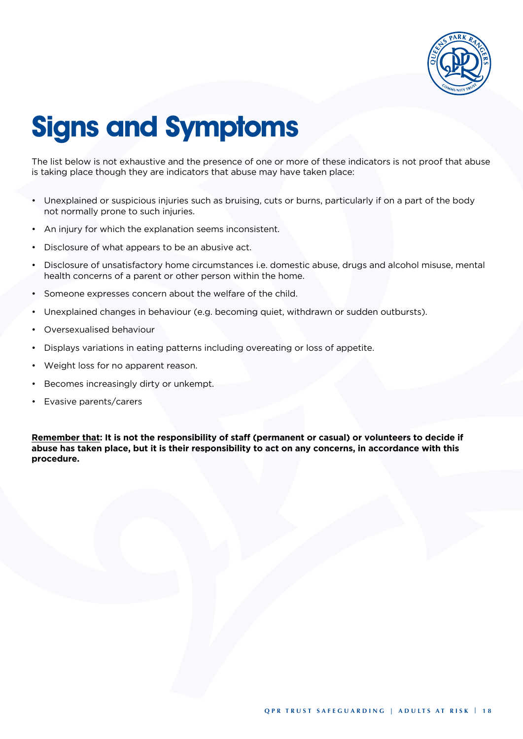# Signs and Symptoms

The list below is not exhaustive and the presence of one or more of these indicators is not proof that abuse is taking place though they are indicators that abuse may have taken place:

- Unexplained or suspicious injuries such as bruising, cuts or burns, particularly if on a part of the body not normally prone to such injuries.
- An injury for which the explanation seems inconsistent.
- Disclosure of what appears to be an abusive act.
- Disclosure of unsatisfactory home circumstances i.e. domestic abuse, drugs and alcohol misuse, mental health concerns of a parent or other person within the home.
- Someone expresses concern about the welfare of the child.
- Unexplained changes in behaviour (e.g. becoming quiet, withdrawn or sudden outbursts).
- Oversexualised behaviour
- Displays variations in eating patterns including overeating or loss of appetite.
- Weight loss for no apparent reason.
- Becomes increasingly dirty or unkempt.
- Evasive parents/carers

**<u>Remember that</u>: It is not the responsibility of staff (permanent or casual) or volunteers to decide if abuse has taken place, but it is their responsibility to act on any concerns, in accordance with this procedure.**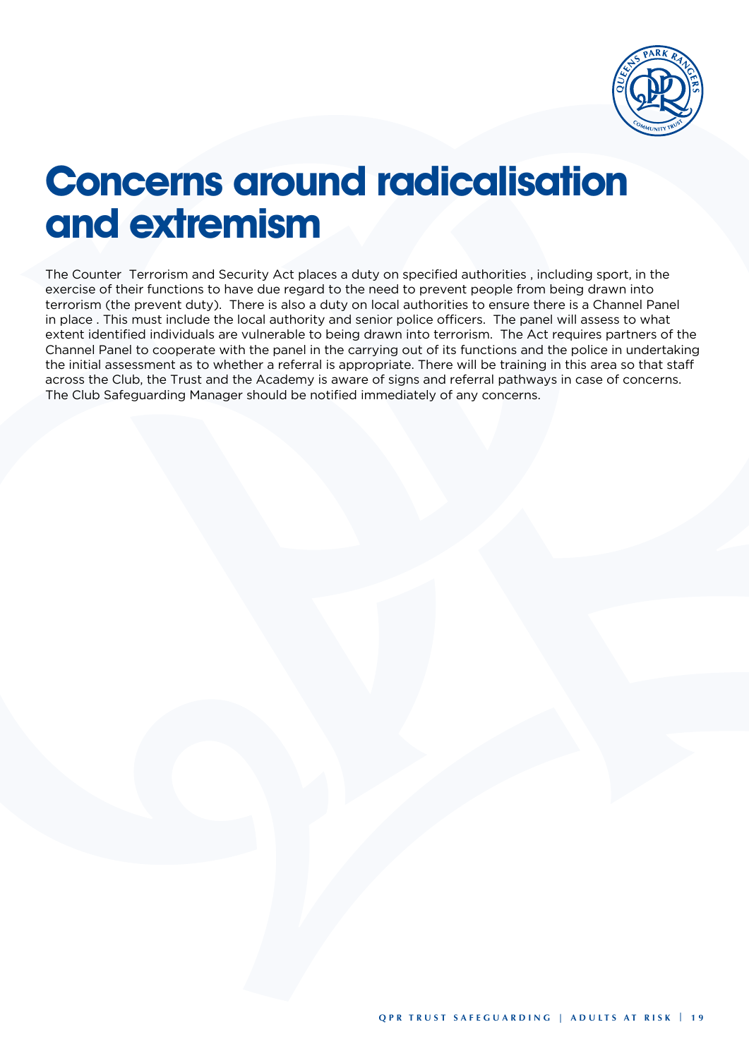# Concerns around radicalisation and extremism

The Counter Terrorism and Security Act places a duty on specified authorities , including sport, in the exercise of their functions to have due regard to the need to prevent people from being drawn into terrorism (the prevent duty). There is also a duty on local authorities to ensure there is a Channel Panel in place . This must include the local authority and senior police officers. The panel will assess to what extent identified individuals are vulnerable to being drawn into terrorism. The Act requires partners of the Channel Panel to cooperate with the panel in the carrying out of its functions and the police in undertaking the initial assessment as to whether a referral is appropriate. There will be training in this area so that staff across the Club, the Trust and the Academy is aware of signs and referral pathways in case of concerns. The Club Safeguarding Manager should be notified immediately of any concerns.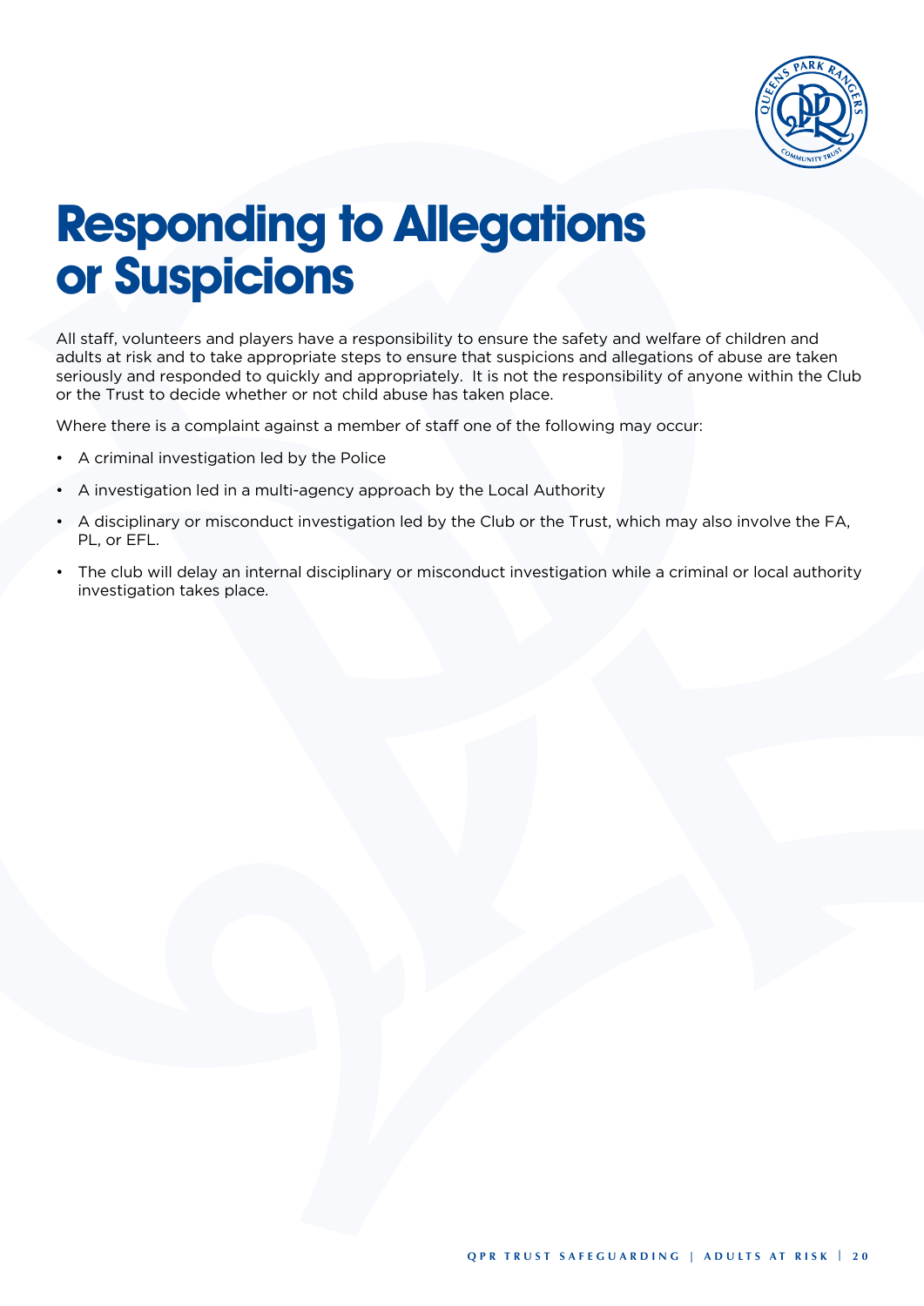# Responding to Allegations or Suspicions

All staff, volunteers and players have a responsibility to ensure the safety and welfare of children and adults at risk and to take appropriate steps to ensure that suspicions and allegations of abuse are taken seriously and responded to quickly and appropriately. It is not the responsibility of anyone within the Club or the Trust to decide whether or not child abuse has taken place.

Where there is a complaint against a member of staff one of the following may occur:

- A criminal investigation led by the Police
- A investigation led in a multi-agency approach by the Local Authority
- A disciplinary or misconduct investigation led by the Club or the Trust, which may also involve the FA, PL, or EFL.
- The club will delay an internal disciplinary or misconduct investigation while a criminal or local authority investigation takes place.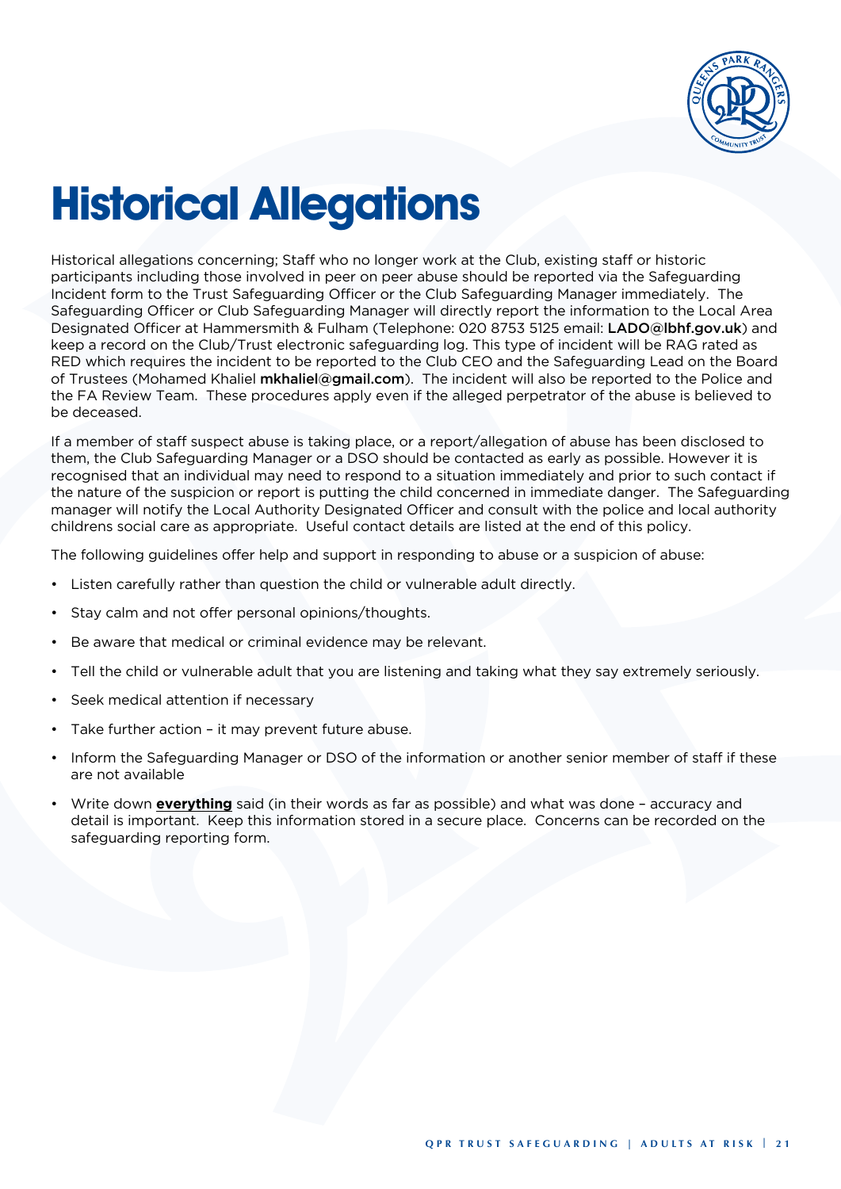# Historical Allegations

Historical allegations concerning; Staff who no longer work at the Club, existing staff or historic participants including those involved in peer on peer abuse should be reported via the Safeguarding Incident form to the Trust Safeguarding Officer or the Club Safeguarding Manager immediately. The Safeguarding Officer or Club Safeguarding Manager will directly report the information to the Local Area Designated Officer at Hammersmith & Fulham (Telephone: 020 8753 5125 email: **LADO@lbhf.gov.uk**) and keep a record on the Club/Trust electronic safeguarding log. This type of incident will be RAG rated as RED which requires the incident to be reported to the Club CEO and the Safeguarding Lead on the Board of Trustees (Mohamed Khaliel **mkhaliel@gmail.com**). The incident will also be reported to the Police and the FA Review Team. These procedures apply even if the alleged perpetrator of the abuse is believed to be deceased.

If a member of staff suspect abuse is taking place, or a report/allegation of abuse has been disclosed to them, the Club Safeguarding Manager or a DSO should be contacted as early as possible. However it is recognised that an individual may need to respond to a situation immediately and prior to such contact if the nature of the suspicion or report is putting the child concerned in immediate danger. The Safeguarding manager will notify the Local Authority Designated Officer and consult with the police and local authority childrens social care as appropriate. Useful contact details are listed at the end of this policy.

The following guidelines offer help and support in responding to abuse or a suspicion of abuse:

- Listen carefully rather than question the child or vulnerable adult directly.
- Stay calm and not offer personal opinions/thoughts.
- Be aware that medical or criminal evidence may be relevant.
- Tell the child or vulnerable adult that you are listening and taking what they say extremely seriously.
- Seek medical attention if necessary
- Take further action – it may prevent future abuse.
- Inform the Safeguarding Manager or DSO of the information or another senior member of staff if these are not available
- Write down **everything** said (in their words as far as possible) and what was done – accuracy and detail is important. Keep this information stored in a secure place. Concerns can be recorded on the safeguarding reporting form.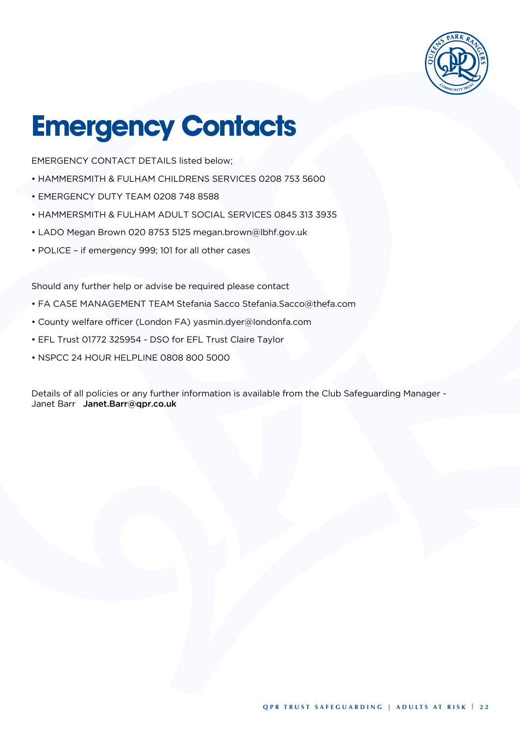# Emergency Contacts

EMERGENCY CONTACT DETAILS listed below;

- HAMMERSMITH & FULHAM CHILDRENS SERVICES 0208 753 5600
- EMERGENCY DUTY TEAM 0208 748 8588
- HAMMERSMITH & FULHAM ADULT SOCIAL SERVICES 0845 313 3935
- LADO Megan Brown 020 8753 5125 megan.brown@lbhf.gov.uk
- POLICE – if emergency 999; 101 for all other cases

Should any further help or advise be required please contact

- FA CASE MANAGEMENT TEAM Stefania Sacco Stefania.Sacco@thefa.com
- County welfare officer (London FA) yasmin.dyer@londonfa.com
- EFL Trust 01772 325954 - DSO for EFL Trust Claire Taylor
- NSPCC 24 HOUR HELPLINE 0808 800 5000

Details of all policies or any further information is available from the Club Safeguarding Manager - Janet Barr **Janet.Barr@qpr.co.uk**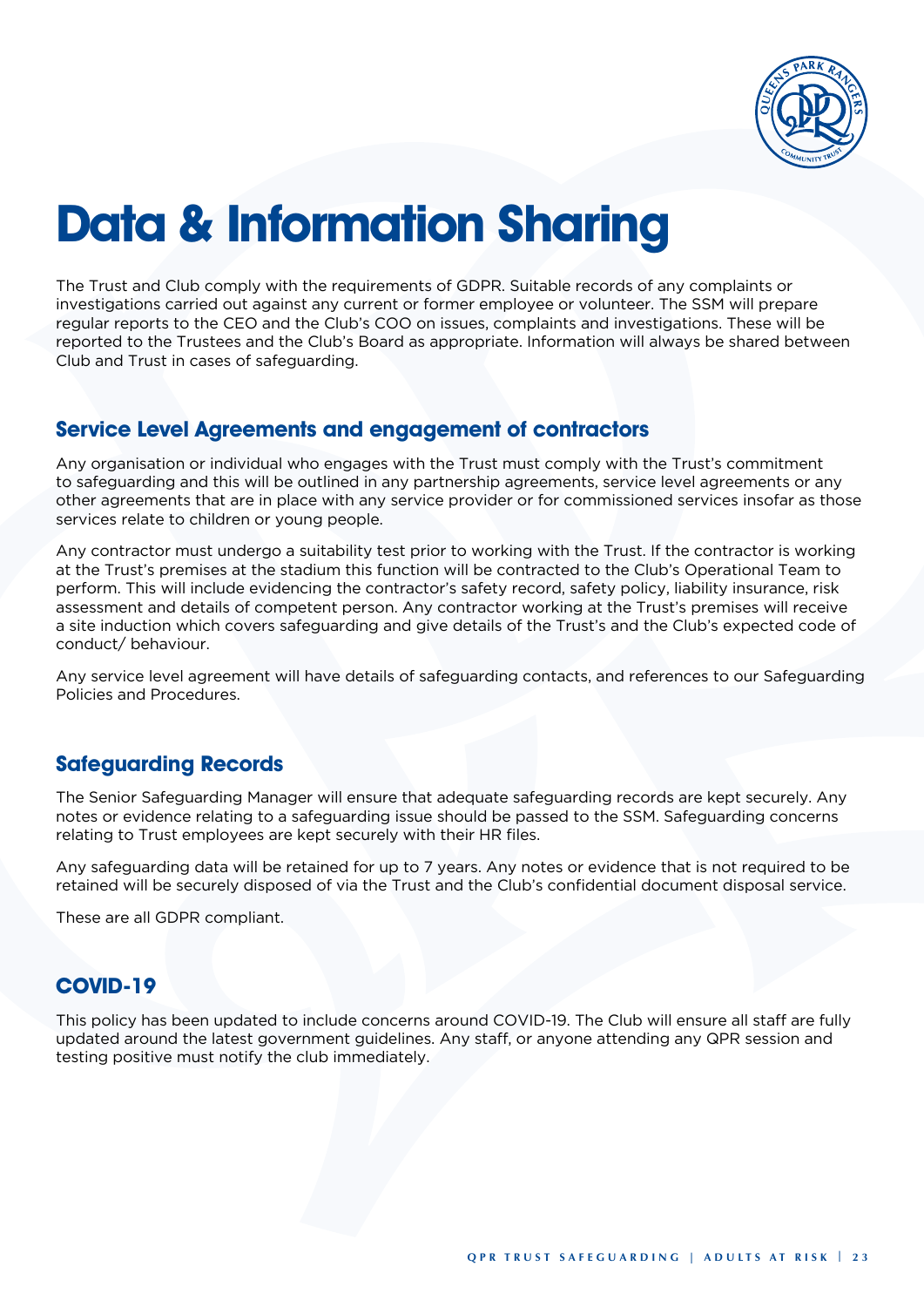# Data & Information Sharing

The Trust and Club comply with the requirements of GDPR. Suitable records of any complaints or investigations carried out against any current or former employee or volunteer. The SSM will prepare regular reports to the CEO and the Club's COO on issues, complaints and investigations. These will be reported to the Trustees and the Club's Board as appropriate. Information will always be shared between Club and Trust in cases of safeguarding.

## Service Level Agreements and engagement of contractors

Any organisation or individual who engages with the Trust must comply with the Trust's commitment to safeguarding and this will be outlined in any partnership agreements, service level agreements or any other agreements that are in place with any service provider or for commissioned services insofar as those services relate to children or young people.

Any contractor must undergo a suitability test prior to working with the Trust. If the contractor is working at the Trust's premises at the stadium this function will be contracted to the Club's Operational Team to perform. This will include evidencing the contractor's safety record, safety policy, liability insurance, risk assessment and details of competent person. Any contractor working at the Trust's premises will receive a site induction which covers safeguarding and give details of the Trust's and the Club's expected code of conduct/ behaviour.

Any service level agreement will have details of safeguarding contacts, and references to our Safeguarding Policies and Procedures.

## Safeguarding Records

The Senior Safeguarding Manager will ensure that adequate safeguarding records are kept securely. Any notes or evidence relating to a safeguarding issue should be passed to the SSM. Safeguarding concerns relating to Trust employees are kept securely with their HR files.

Any safeguarding data will be retained for up to 7 years. Any notes or evidence that is not required to be retained will be securely disposed of via the Trust and the Club's confidential document disposal service.

These are all GDPR compliant.

## COVID-19

This policy has been updated to include concerns around COVID-19. The Club will ensure all staff are fully updated around the latest government guidelines. Any staff, or anyone attending any QPR session and testing positive must notify the club immediately.